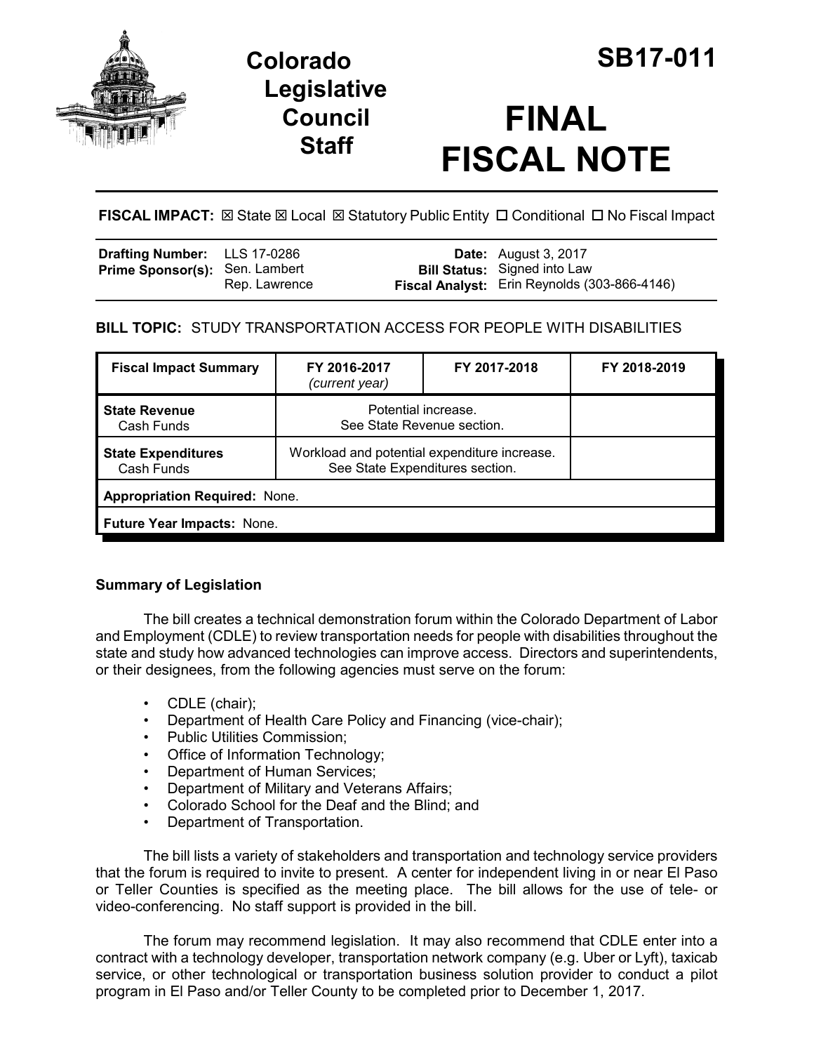# Colorado Legislative Council Staff

# SB17-011

# FINAL FISCAL NOTE

**FISCAL IMPACT:** ☒ State ☒ Local ☒ Statutory Public Entity ☐ Conditional ☐ No Fiscal Impact

| | | | |
|---|---|---|---|
| **Drafting Number:** | LLS 17-0286 | **Date:** | August 3, 2017 |
| **Prime Sponsor(s):** | Sen. Lambert<br>Rep. Lawrence | **Bill Status:** | Signed into Law |
| | | **Fiscal Analyst:** | Erin Reynolds (303-866-4146) |

**BILL TOPIC:** STUDY TRANSPORTATION ACCESS FOR PEOPLE WITH DISABILITIES

| Fiscal Impact Summary | FY 2016-2017 *(current year)* | FY 2017-2018 | FY 2018-2019 |
|---|---|---|---|
| **State Revenue**<br>Cash Funds | Potential increase.<br>See State Revenue section. | | |
| **State Expenditures**<br>Cash Funds | Workload and potential expenditure increase.<br>See State Expenditures section. | | |
| **Appropriation Required:** None. | | | |
| **Future Year Impacts:** None. | | | |

### Summary of Legislation

The bill creates a technical demonstration forum within the Colorado Department of Labor and Employment (CDLE) to review transportation needs for people with disabilities throughout the state and study how advanced technologies can improve access. Directors and superintendents, or their designees, from the following agencies must serve on the forum:

- CDLE (chair);
- Department of Health Care Policy and Financing (vice-chair);
- Public Utilities Commission;
- Office of Information Technology;
- Department of Human Services;
- Department of Military and Veterans Affairs;
- Colorado School for the Deaf and the Blind; and
- Department of Transportation.

The bill lists a variety of stakeholders and transportation and technology service providers that the forum is required to invite to present. A center for independent living in or near El Paso or Teller Counties is specified as the meeting place. The bill allows for the use of tele- or video-conferencing. No staff support is provided in the bill.

The forum may recommend legislation. It may also recommend that CDLE enter into a contract with a technology developer, transportation network company (e.g. Uber or Lyft), taxicab service, or other technological or transportation business solution provider to conduct a pilot program in El Paso and/or Teller County to be completed prior to December 1, 2017.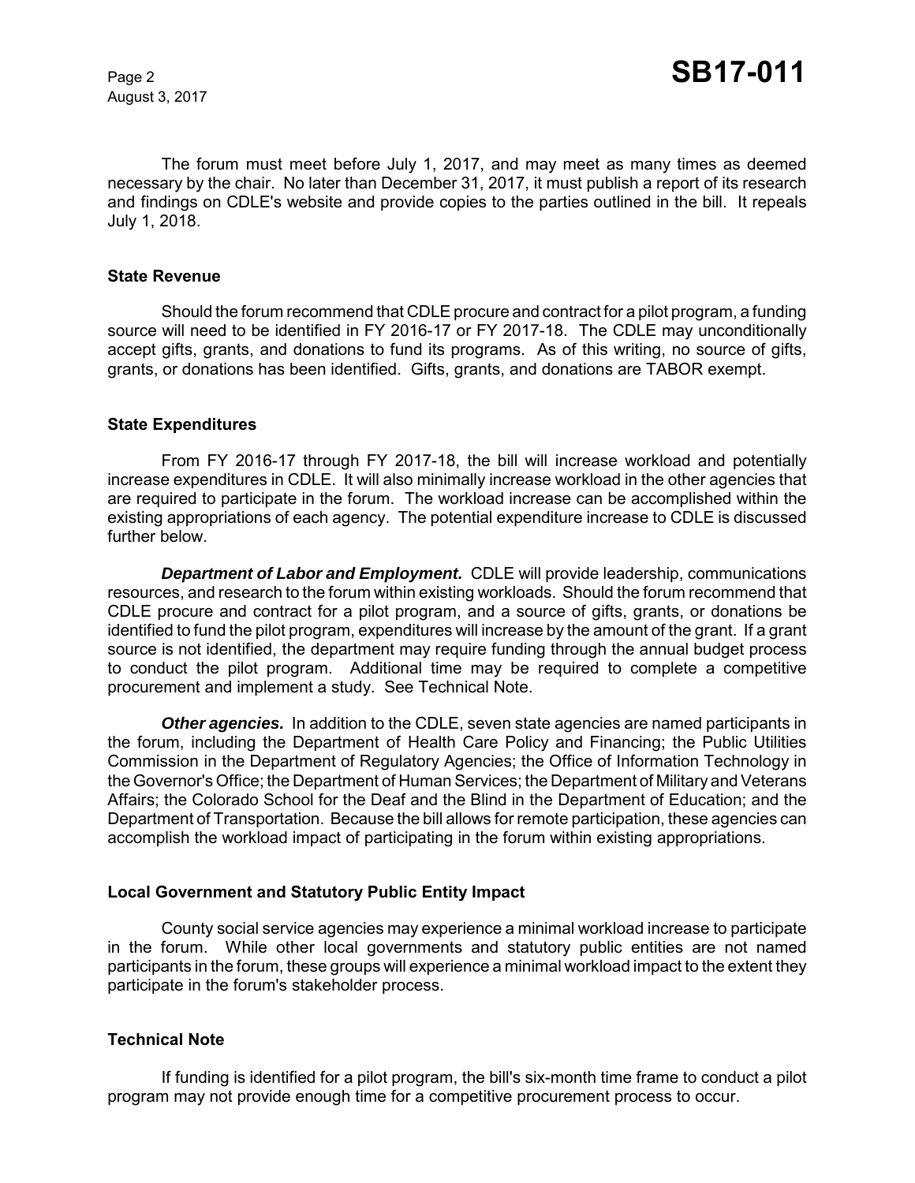The forum must meet before July 1, 2017, and may meet as many times as deemed necessary by the chair. No later than December 31, 2017, it must publish a report of its research and findings on CDLE's website and provide copies to the parties outlined in the bill. It repeals July 1, 2018.

### State Revenue

Should the forum recommend that CDLE procure and contract for a pilot program, a funding source will need to be identified in FY 2016-17 or FY 2017-18. The CDLE may unconditionally accept gifts, grants, and donations to fund its programs. As of this writing, no source of gifts, grants, or donations has been identified. Gifts, grants, and donations are TABOR exempt.

### State Expenditures

From FY 2016-17 through FY 2017-18, the bill will increase workload and potentially increase expenditures in CDLE. It will also minimally increase workload in the other agencies that are required to participate in the forum. The workload increase can be accomplished within the existing appropriations of each agency. The potential expenditure increase to CDLE is discussed further below.

***Department of Labor and Employment.*** CDLE will provide leadership, communications resources, and research to the forum within existing workloads. Should the forum recommend that CDLE procure and contract for a pilot program, and a source of gifts, grants, or donations be identified to fund the pilot program, expenditures will increase by the amount of the grant. If a grant source is not identified, the department may require funding through the annual budget process to conduct the pilot program. Additional time may be required to complete a competitive procurement and implement a study. See Technical Note.

***Other agencies.*** In addition to the CDLE, seven state agencies are named participants in the forum, including the Department of Health Care Policy and Financing; the Public Utilities Commission in the Department of Regulatory Agencies; the Office of Information Technology in the Governor's Office; the Department of Human Services; the Department of Military and Veterans Affairs; the Colorado School for the Deaf and the Blind in the Department of Education; and the Department of Transportation. Because the bill allows for remote participation, these agencies can accomplish the workload impact of participating in the forum within existing appropriations.

### Local Government and Statutory Public Entity Impact

County social service agencies may experience a minimal workload increase to participate in the forum. While other local governments and statutory public entities are not named participants in the forum, these groups will experience a minimal workload impact to the extent they participate in the forum's stakeholder process.

### Technical Note

If funding is identified for a pilot program, the bill's six-month time frame to conduct a pilot program may not provide enough time for a competitive procurement process to occur.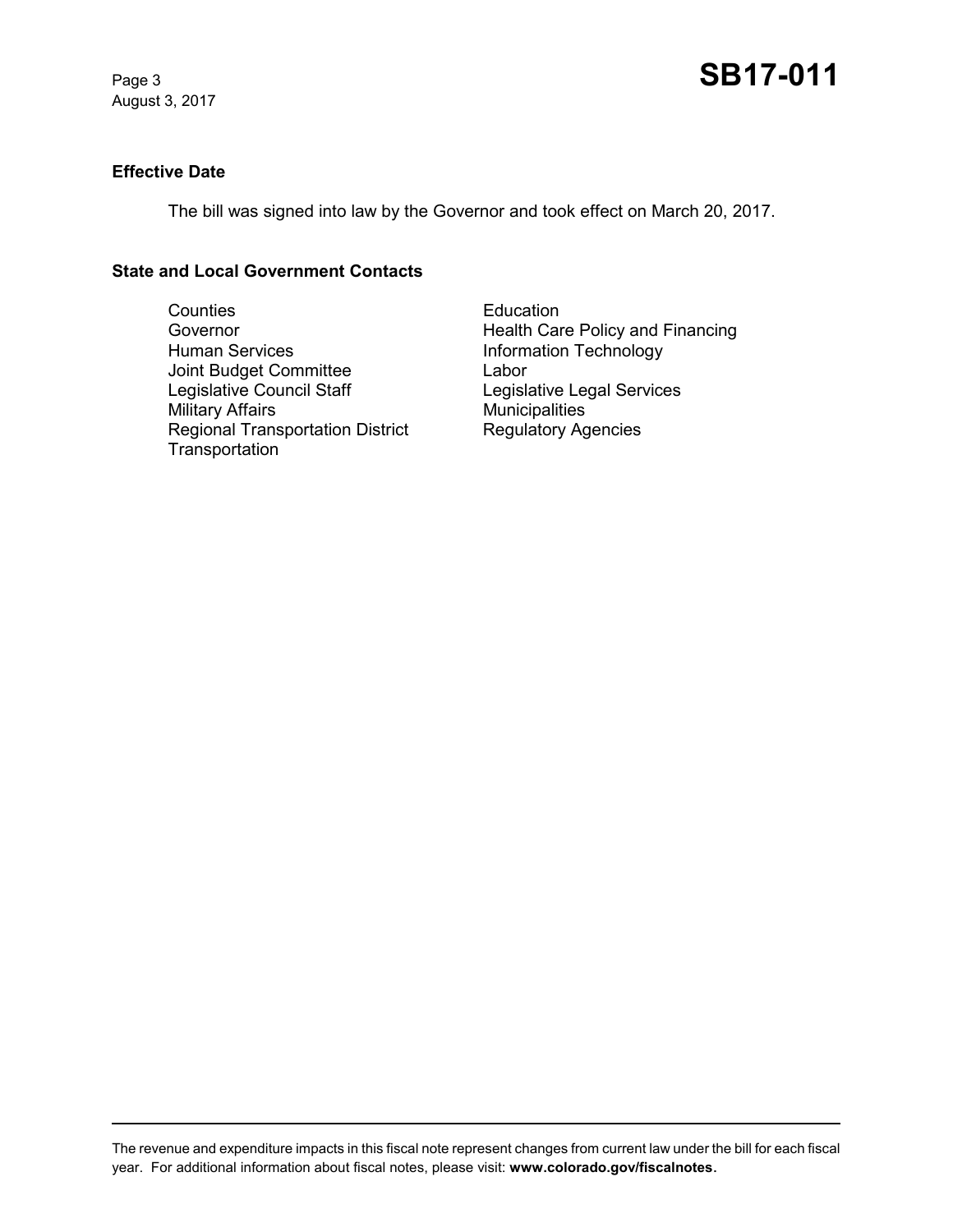**Effective Date**

The bill was signed into law by the Governor and took effect on March 20, 2017.

**State and Local Government Contacts**

| | |
|---|---|
| Counties | Education |
| Governor | Health Care Policy and Financing |
| Human Services | Information Technology |
| Joint Budget Committee | Labor |
| Legislative Council Staff | Legislative Legal Services |
| Military Affairs | Municipalities |
| Regional Transportation District | Regulatory Agencies |
| Transportation | |

The revenue and expenditure impacts in this fiscal note represent changes from current law under the bill for each fiscal year. For additional information about fiscal notes, please visit: **www.colorado.gov/fiscalnotes.**